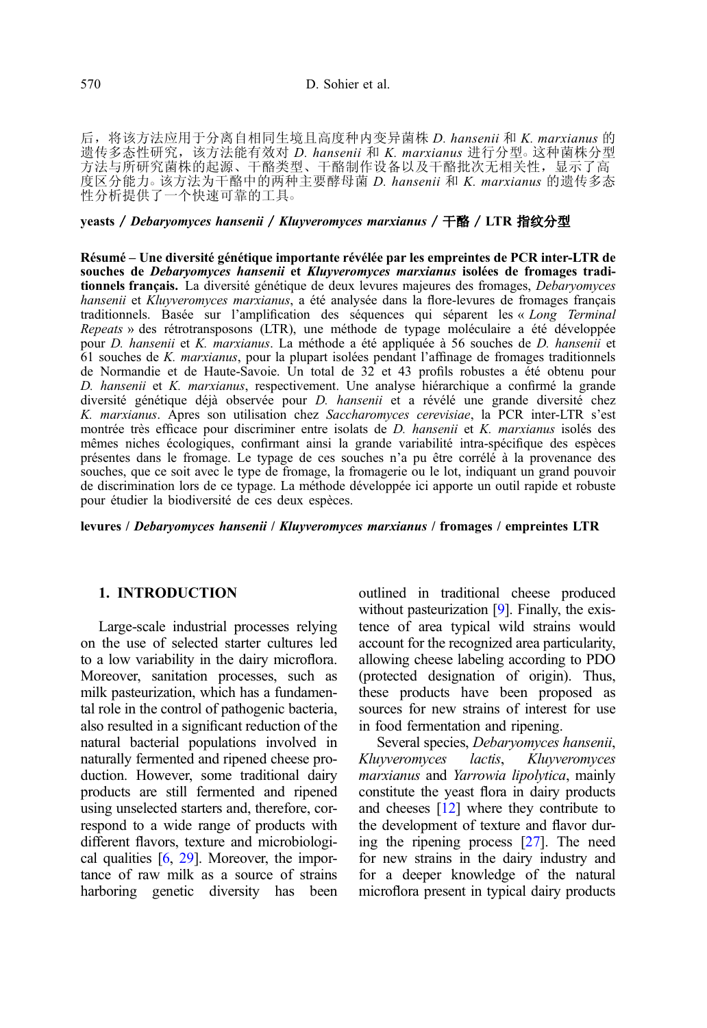后，将该方法应用于分离自相同生境且高度种内变异菌株 *D. hansenii* 和 *K. marxianus* 的遗传多态性研究，该方法能有效对 *D. hansenii* 和 *K. marxianus* 进行分型。这种菌株分型方法与所研究菌株的起源、干酪类型、干酪制作设备以及干酪批次无相关性，显示了高度区分能力。该方法为干酪中的两种主要酵母菌 *D. hansenii* 和 *K. marxianus* 的遗传多态性分析提供了一个快速可靠的工具。

**yeasts / *Debaryomyces hansenii* / *Kluyveromyces marxianus* / 干酪 / LTR 指纹分型**

**Résumé – Une diversité génétique importante révélée par les empreintes de PCR inter-LTR de souches de *Debaryomyces hansenii* et *Kluyveromyces marxianus* isolées de fromages traditionnels français.** La diversité génétique de deux levures majeures des fromages, *Debaryomyces hansenii* et *Kluyveromyces marxianus*, a été analysée dans la flore-levures de fromages français traditionnels. Basée sur l'amplification des séquences qui séparent les « *Long Terminal Repeats* » des rétrotransposons (LTR), une méthode de typage moléculaire a été développée pour *D. hansenii* et *K. marxianus*. La méthode a été appliquée à 56 souches de *D. hansenii* et 61 souches de *K. marxianus*, pour la plupart isolées pendant l'affinage de fromages traditionnels de Normandie et de Haute-Savoie. Un total de 32 et 43 profils robustes a été obtenu pour *D. hansenii* et *K. marxianus*, respectivement. Une analyse hiérarchique a confirmé la grande diversité génétique déjà observée pour *D. hansenii* et a révélé une grande diversité chez *K. marxianus*. Apres son utilisation chez *Saccharomyces cerevisiae*, la PCR inter-LTR s'est montrée très efficace pour discriminer entre isolats de *D. hansenii* et *K. marxianus* isolés des mêmes niches écologiques, confirmant ainsi la grande variabilité intra-spécifique des espèces présentes dans le fromage. Le typage de ces souches n'a pu être corrélé à la provenance des souches, que ce soit avec le type de fromage, la fromagerie ou le lot, indiquant un grand pouvoir de discrimination lors de ce typage. La méthode développée ici apporte un outil rapide et robuste pour étudier la biodiversité de ces deux espèces.

**levures / *Debaryomyces hansenii* / *Kluyveromyces marxianus* / fromages / empreintes LTR**

## 1. INTRODUCTION

Large-scale industrial processes relying on the use of selected starter cultures led to a low variability in the dairy microflora. Moreover, sanitation processes, such as milk pasteurization, which has a fundamental role in the control of pathogenic bacteria, also resulted in a significant reduction of the natural bacterial populations involved in naturally fermented and ripened cheese production. However, some traditional dairy products are still fermented and ripened using unselected starters and, therefore, correspond to a wide range of products with different flavors, texture and microbiological qualities [6, 29]. Moreover, the importance of raw milk as a source of strains harboring genetic diversity has been outlined in traditional cheese produced without pasteurization [9]. Finally, the existence of area typical wild strains would account for the recognized area particularity, allowing cheese labeling according to PDO (protected designation of origin). Thus, these products have been proposed as sources for new strains of interest for use in food fermentation and ripening.

Several species, *Debaryomyces hansenii*, *Kluyveromyces lactis*, *Kluyveromyces marxianus* and *Yarrowia lipolytica*, mainly constitute the yeast flora in dairy products and cheeses [12] where they contribute to the development of texture and flavor during the ripening process [27]. The need for new strains in the dairy industry and for a deeper knowledge of the natural microflora present in typical dairy products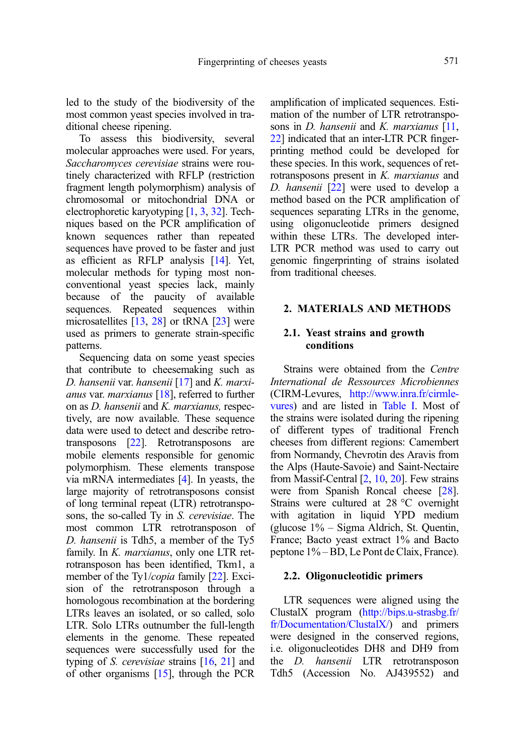led to the study of the biodiversity of the most common yeast species involved in traditional cheese ripening.

To assess this biodiversity, several molecular approaches were used. For years, *Saccharomyces cerevisiae* strains were routinely characterized with RFLP (restriction fragment length polymorphism) analysis of chromosomal or mitochondrial DNA or electrophoretic karyotyping [1, 3, 32]. Techniques based on the PCR amplification of known sequences rather than repeated sequences have proved to be faster and just as efficient as RFLP analysis [14]. Yet, molecular methods for typing most non-conventional yeast species lack, mainly because of the paucity of available sequences. Repeated sequences within microsatellites [13, 28] or tRNA [23] were used as primers to generate strain-specific patterns.

Sequencing data on some yeast species that contribute to cheesemaking such as *D. hansenii* var. *hansenii* [17] and *K. marxianus* var. *marxianus* [18], referred to further on as *D. hansenii* and *K. marxianus,* respectively, are now available. These sequence data were used to detect and describe retrotransposons [22]. Retrotransposons are mobile elements responsible for genomic polymorphism. These elements transpose via mRNA intermediates [4]. In yeasts, the large majority of retrotransposons consist of long terminal repeat (LTR) retrotransposons, the so-called Ty in *S. cerevisiae*. The most common LTR retrotransposon of *D. hansenii* is Tdh5, a member of the Ty5 family. In *K. marxianus*, only one LTR retrotransposon has been identified, Tkm1, a member of the Ty1/*copia* family [22]. Excision of the retrotransposon through a homologous recombination at the bordering LTRs leaves an isolated, or so called, solo LTR. Solo LTRs outnumber the full-length elements in the genome. These repeated sequences were successfully used for the typing of *S. cerevisiae* strains [16, 21] and of other organisms [15], through the PCR amplification of implicated sequences. Estimation of the number of LTR retrotransposons in *D. hansenii* and *K. marxianus* [11, 22] indicated that an inter-LTR PCR fingerprinting method could be developed for these species. In this work, sequences of retrotransposons present in *K. marxianus* and *D. hansenii* [22] were used to develop a method based on the PCR amplification of sequences separating LTRs in the genome, using oligonucleotide primers designed within these LTRs. The developed inter-LTR PCR method was used to carry out genomic fingerprinting of strains isolated from traditional cheeses.

## 2. MATERIALS AND METHODS

### 2.1. Yeast strains and growth conditions

Strains were obtained from the *Centre International de Ressources Microbiennes* (CIRM-Levures, http://www.inra.fr/cirmlevures) and are listed in Table I. Most of the strains were isolated during the ripening of different types of traditional French cheeses from different regions: Camembert from Normandy, Chevrotin des Aravis from the Alps (Haute-Savoie) and Saint-Nectaire from Massif-Central [2, 10, 20]. Few strains were from Spanish Roncal cheese [28]. Strains were cultured at 28 °C overnight with agitation in liquid YPD medium (glucose 1% – Sigma Aldrich, St. Quentin, France; Bacto yeast extract 1% and Bacto peptone 1% – BD, Le Pont de Claix, France).

### 2.2. Oligonucleotidic primers

LTR sequences were aligned using the ClustalX program (http://bips.u-strasbg.fr/fr/Documentation/ClustalX/) and primers were designed in the conserved regions, i.e. oligonucleotides DH8 and DH9 from the *D. hansenii* LTR retrotransposon Tdh5 (Accession No. AJ439552) and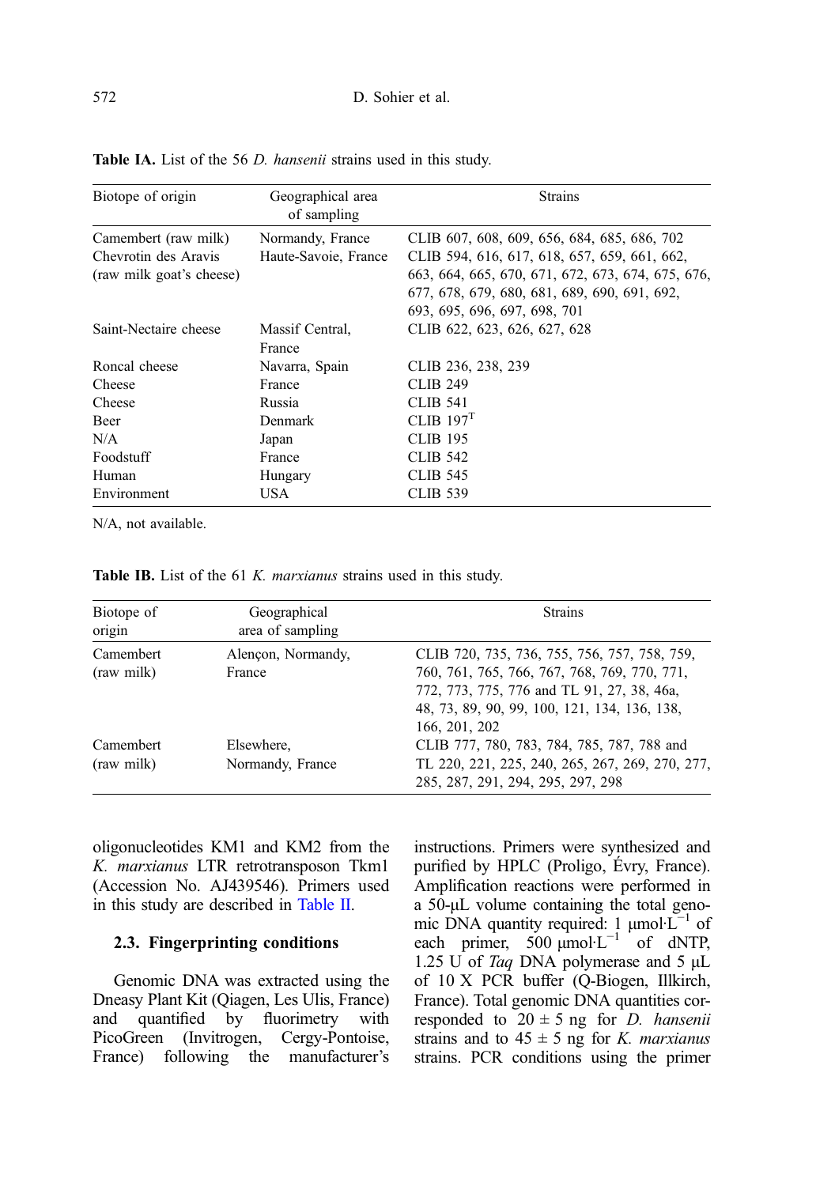**Table IA.** List of the 56 *D. hansenii* strains used in this study.

| Biotope of origin | Geographical area of sampling | Strains |
|---|---|---|
| Camembert (raw milk) | Normandy, France | CLIB 607, 608, 609, 656, 684, 685, 686, 702 |
| Chevrotin des Aravis (raw milk goat's cheese) | Haute-Savoie, France | CLIB 594, 616, 617, 618, 657, 659, 661, 662, 663, 664, 665, 670, 671, 672, 673, 674, 675, 676, 677, 678, 679, 680, 681, 689, 690, 691, 692, 693, 695, 696, 697, 698, 701 |
| Saint-Nectaire cheese | Massif Central, France | CLIB 622, 623, 626, 627, 628 |
| Roncal cheese | Navarra, Spain | CLIB 236, 238, 239 |
| Cheese | France | CLIB 249 |
| Cheese | Russia | CLIB 541 |
| Beer | Denmark | CLIB 197[T] |
| N/A | Japan | CLIB 195 |
| Foodstuff | France | CLIB 542 |
| Human | Hungary | CLIB 545 |
| Environment | USA | CLIB 539 |

N/A, not available.

**Table IB.** List of the 61 *K. marxianus* strains used in this study.

| Biotope of origin | Geographical area of sampling | Strains |
|---|---|---|
| Camembert (raw milk) | Alençon, Normandy, France | CLIB 720, 735, 736, 755, 756, 757, 758, 759, 760, 761, 765, 766, 767, 768, 769, 770, 771, 772, 773, 775, 776 and TL 91, 27, 38, 46a, 48, 73, 89, 90, 99, 100, 121, 134, 136, 138, 166, 201, 202 |
| Camembert (raw milk) | Elsewhere, Normandy, France | CLIB 777, 780, 783, 784, 785, 787, 788 and TL 220, 221, 225, 240, 265, 267, 269, 270, 277, 285, 287, 291, 294, 295, 297, 298 |

oligonucleotides KM1 and KM2 from the *K. marxianus* LTR retrotransposon Tkm1 (Accession No. AJ439546). Primers used in this study are described in Table II.

### 2.3. Fingerprinting conditions

Genomic DNA was extracted using the Dneasy Plant Kit (Qiagen, Les Ulis, France) and quantified by fluorimetry with PicoGreen (Invitrogen, Cergy-Pontoise, France) following the manufacturer's instructions. Primers were synthesized and purified by HPLC (Proligo, Évry, France). Amplification reactions were performed in a 50-μL volume containing the total genomic DNA quantity required: 1 $\mu mol \cdot L^{-1}$ of each primer, 500 $\mu mol \cdot L^{-1}$ of dNTP, 1.25 U of *Taq* DNA polymerase and 5 μL of 10 X PCR buffer (Q-Biogen, Illkirch, France). Total genomic DNA quantities corresponded to $20 \pm 5$ ng for *D. hansenii* strains and to $45 \pm 5$ ng for *K. marxianus* strains. PCR conditions using the primer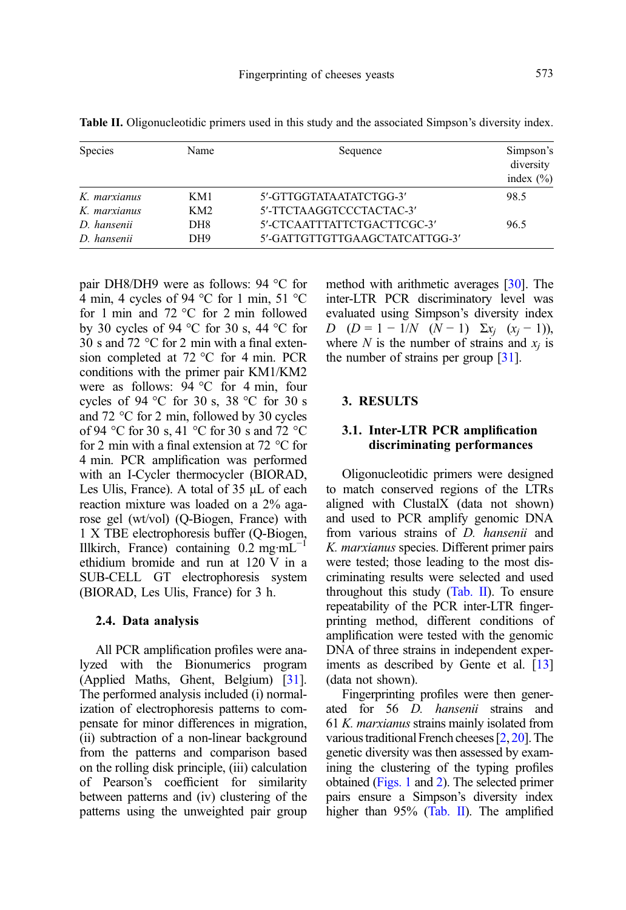**Table II.** Oligonucleotidic primers used in this study and the associated Simpson's diversity index.

| Species | Name | Sequence | Simpson's diversity index (%) |
|---|---|---|---|
| *K. marxianus* | KM1 | 5′-GTTGGTATAATATCTGG-3′ | 98.5 |
| *K. marxianus* | KM2 | 5′-TTCTAAGGTCCCTACTAC-3′ | |
| *D. hansenii* | DH8 | 5′-CTCAATTTATTCTGACTTCGC-3′ | 96.5 |
| *D. hansenii* | DH9 | 5′-GATTGTTGTTGAAGCTATCATTGG-3′ | |

pair DH8/DH9 were as follows: 94 °C for 4 min, 4 cycles of 94 °C for 1 min, 51 °C for 1 min and 72 °C for 2 min followed by 30 cycles of 94 °C for 30 s, 44 °C for 30 s and 72 °C for 2 min with a final extension completed at 72 °C for 4 min. PCR conditions with the primer pair KM1/KM2 were as follows: 94 °C for 4 min, four cycles of 94 °C for 30 s, 38 °C for 30 s and 72 °C for 2 min, followed by 30 cycles of 94 °C for 30 s, 41 °C for 30 s and 72 °C for 2 min with a final extension at 72 °C for 4 min. PCR amplification was performed with an I-Cycler thermocycler (BIORAD, Les Ulis, France). A total of 35 µL of each reaction mixture was loaded on a 2% agarose gel (wt/vol) (Q-Biogen, France) with 1 X TBE electrophoresis buffer (Q-Biogen, Illkirch, France) containing 0.2 $mg \cdot mL^{-1}$ ethidium bromide and run at 120 V in a SUB-CELL GT electrophoresis system (BIORAD, Les Ulis, France) for 3 h.

### 2.4. Data analysis

All PCR amplification profiles were analyzed with the Bionumerics program (Applied Maths, Ghent, Belgium) [31]. The performed analysis included (i) normalization of electrophoresis patterns to compensate for minor differences in migration, (ii) subtraction of a non-linear background from the patterns and comparison based on the rolling disk principle, (iii) calculation of Pearson's coefficient for similarity between patterns and (iv) clustering of the patterns using the unweighted pair group method with arithmetic averages [30]. The inter-LTR PCR discriminatory level was evaluated using Simpson's diversity index $D$ $(D = 1 - 1/N \ (N - 1) \ \Sigma x_j \ (x_j - 1))$, where $N$ is the number of strains and $x_j$ is the number of strains per group [31].

## 3. RESULTS

### 3.1. Inter-LTR PCR amplification discriminating performances

Oligonucleotidic primers were designed to match conserved regions of the LTRs aligned with ClustalX (data not shown) and used to PCR amplify genomic DNA from various strains of *D. hansenii* and *K. marxianus* species. Different primer pairs were tested; those leading to the most discriminating results were selected and used throughout this study (Tab. II). To ensure repeatability of the PCR inter-LTR fingerprinting method, different conditions of amplification were tested with the genomic DNA of three strains in independent experiments as described by Gente et al. [13] (data not shown).

Fingerprinting profiles were then generated for 56 *D. hansenii* strains and 61 *K. marxianus* strains mainly isolated from various traditional French cheeses [2, 20]. The genetic diversity was then assessed by examining the clustering of the typing profiles obtained (Figs. 1 and 2). The selected primer pairs ensure a Simpson's diversity index higher than 95% (Tab. II). The amplified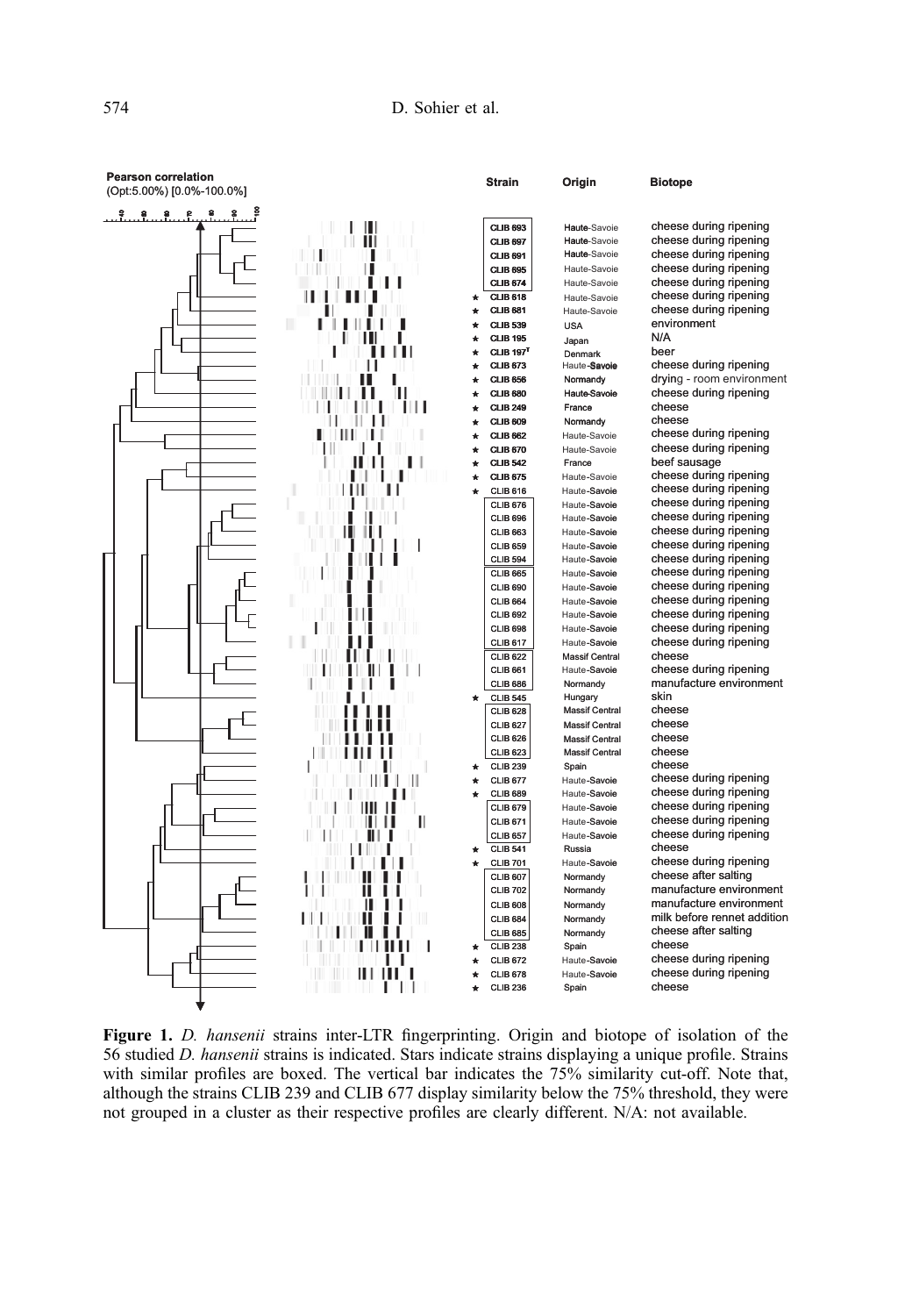Pearson correlation
(Opt:5.00%) [0.0%-100.0%]

| Strain | Origin | Biotope |
|---|---|---|
| CLIB 693 | Haute-Savoie | cheese during ripening |
| CLIB 697 | Haute-Savoie | cheese during ripening |
| CLIB 691 | Haute-Savoie | cheese during ripening |
| CLIB 695 | Haute-Savoie | cheese during ripening |
| CLIB 674 | Haute-Savoie | cheese during ripening |
| ★ CLIB 618 | Haute-Savoie | cheese during ripening |
| ★ CLIB 681 | Haute-Savoie | cheese during ripening |
| ★ CLIB 539 | USA | environment |
| ★ CLIB 195 | Japan | N/A |
| ★ CLIB 197$^T$ | Denmark | beer |
| ★ CLIB 673 | Haute-Savoie | cheese during ripening |
| ★ CLIB 656 | Normandy | drying - room environment |
| ★ CLIB 680 | Haute-Savoie | cheese during ripening |
| ★ CLIB 249 | France | cheese |
| ★ CLIB 609 | Normandy | cheese |
| ★ CLIB 662 | Haute-Savoie | cheese during ripening |
| ★ CLIB 670 | Haute-Savoie | cheese during ripening |
| ★ CLIB 542 | France | beef sausage |
| ★ CLIB 675 | Haute-Savoie | cheese during ripening |
| ★ CLIB 616 | Haute-Savoie | cheese during ripening |
| CLIB 676 | Haute-Savoie | cheese during ripening |
| CLIB 696 | Haute-Savoie | cheese during ripening |
| CLIB 663 | Haute-Savoie | cheese during ripening |
| CLIB 659 | Haute-Savoie | cheese during ripening |
| CLIB 594 | Haute-Savoie | cheese during ripening |
| CLIB 665 | Haute-Savoie | cheese during ripening |
| CLIB 690 | Haute-Savoie | cheese during ripening |
| CLIB 664 | Haute-Savoie | cheese during ripening |
| CLIB 692 | Haute-Savoie | cheese during ripening |
| CLIB 698 | Haute-Savoie | cheese during ripening |
| CLIB 617 | Haute-Savoie | cheese during ripening |
| CLIB 622 | Massif Central | cheese |
| CLIB 661 | Haute-Savoie | cheese during ripening |
| CLIB 686 | Normandy | manufacture environment |
| ★ CLIB 545 | Hungary | skin |
| CLIB 628 | Massif Central | cheese |
| CLIB 627 | Massif Central | cheese |
| CLIB 626 | Massif Central | cheese |
| CLIB 623 | Massif Central | cheese |
| ★ CLIB 239 | Spain | cheese |
| ★ CLIB 677 | Haute-Savoie | cheese during ripening |
| ★ CLIB 689 | Haute-Savoie | cheese during ripening |
| CLIB 679 | Haute-Savoie | cheese during ripening |
| CLIB 671 | Haute-Savoie | cheese during ripening |
| CLIB 657 | Haute-Savoie | cheese during ripening |
| ★ CLIB 541 | Russia | cheese |
| ★ CLIB 701 | Haute-Savoie | cheese during ripening |
| CLIB 607 | Normandy | cheese after salting |
| CLIB 702 | Normandy | manufacture environment |
| CLIB 608 | Normandy | manufacture environment |
| CLIB 684 | Normandy | milk before rennet addition |
| CLIB 685 | Normandy | cheese after salting |
| ★ CLIB 238 | Spain | cheese |
| ★ CLIB 672 | Haute-Savoie | cheese during ripening |
| ★ CLIB 678 | Haute-Savoie | cheese during ripening |
| ★ CLIB 236 | Spain | cheese |

**Figure 1.** *D. hansenii* strains inter-LTR fingerprinting. Origin and biotope of isolation of the 56 studied *D. hansenii* strains is indicated. Stars indicate strains displaying a unique profile. Strains with similar profiles are boxed. The vertical bar indicates the 75% similarity cut-off. Note that, although the strains CLIB 239 and CLIB 677 display similarity below the 75% threshold, they were not grouped in a cluster as their respective profiles are clearly different. N/A: not available.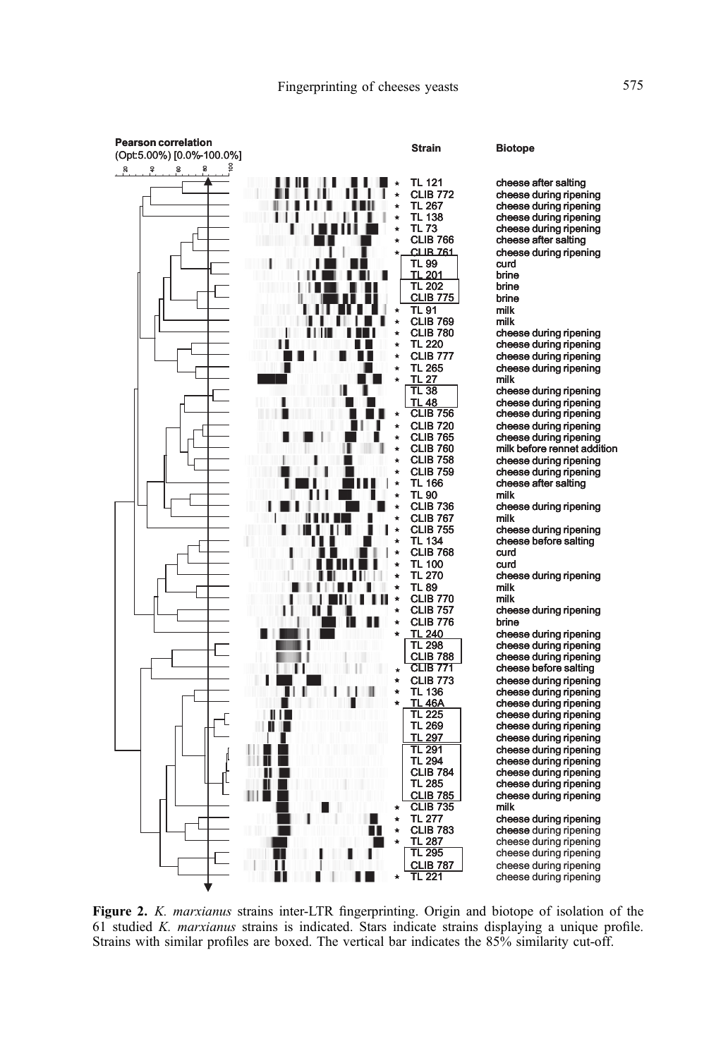| Strain | Biotope |
| --- | --- |
| * TL 121 | cheese after salting |
| * CLIB 772 | cheese during ripening |
| * TL 267 | cheese during ripening |
| * TL 138 | cheese during ripening |
| * TL 73 | cheese during ripening |
| * CLIB 766 | cheese after salting |
| * CLIB 761 | cheese during ripening |
| TL 99 | curd |
| TL 201 | brine |
| TL 202 | brine |
| CLIB 775 | brine |
| * TL 91 | milk |
| * CLIB 769 | milk |
| * CLIB 780 | cheese during ripening |
| * TL 220 | cheese during ripening |
| * CLIB 777 | cheese during ripening |
| * TL 265 | cheese during ripening |
| * TL 27 | milk |
| TL 38 | cheese during ripening |
| TL 48 | cheese during ripening |
| * CLIB 756 | cheese during ripening |
| * CLIB 720 | cheese during ripening |
| * CLIB 765 | cheese during ripening |
| * CLIB 760 | milk before rennet addition |
| * CLIB 758 | cheese during ripening |
| * CLIB 759 | cheese during ripening |
| * TL 166 | cheese after salting |
| * TL 90 | milk |
| * CLIB 736 | cheese during ripening |
| * CLIB 767 | milk |
| * CLIB 755 | cheese during ripening |
| * TL 134 | cheese before salting |
| * CLIB 768 | curd |
| * TL 100 | curd |
| * TL 270 | cheese during ripening |
| * TL 89 | milk |
| * CLIB 770 | milk |
| * CLIB 757 | cheese during ripening |
| * CLIB 776 | brine |
| * TL 240 | cheese during ripening |
| TL 298 | cheese during ripening |
| CLIB 788 | cheese during ripening |
| * CLIB 771 | cheese before salting |
| * CLIB 773 | cheese during ripening |
| * TL 136 | cheese during ripening |
| * TL 46A | cheese during ripening |
| TL 225 | cheese during ripening |
| TL 269 | cheese during ripening |
| TL 297 | cheese during ripening |
| TL 291 | cheese during ripening |
| TL 294 | cheese during ripening |
| CLIB 784 | cheese during ripening |
| TL 285 | cheese during ripening |
| CLIB 785 | cheese during ripening |
| * CLIB 735 | milk |
| * TL 277 | cheese during ripening |
| * CLIB 783 | cheese during ripening |
| * TL 287 | cheese during ripening |
| TL 295 | cheese during ripening |
| CLIB 787 | cheese during ripening |
| * TL 221 | cheese during ripening |

**Figure 2.** *K. marxianus* strains inter-LTR fingerprinting. Origin and biotope of isolation of the 61 studied *K. marxianus* strains is indicated. Stars indicate strains displaying a unique profile. Strains with similar profiles are boxed. The vertical bar indicates the 85% similarity cut-off.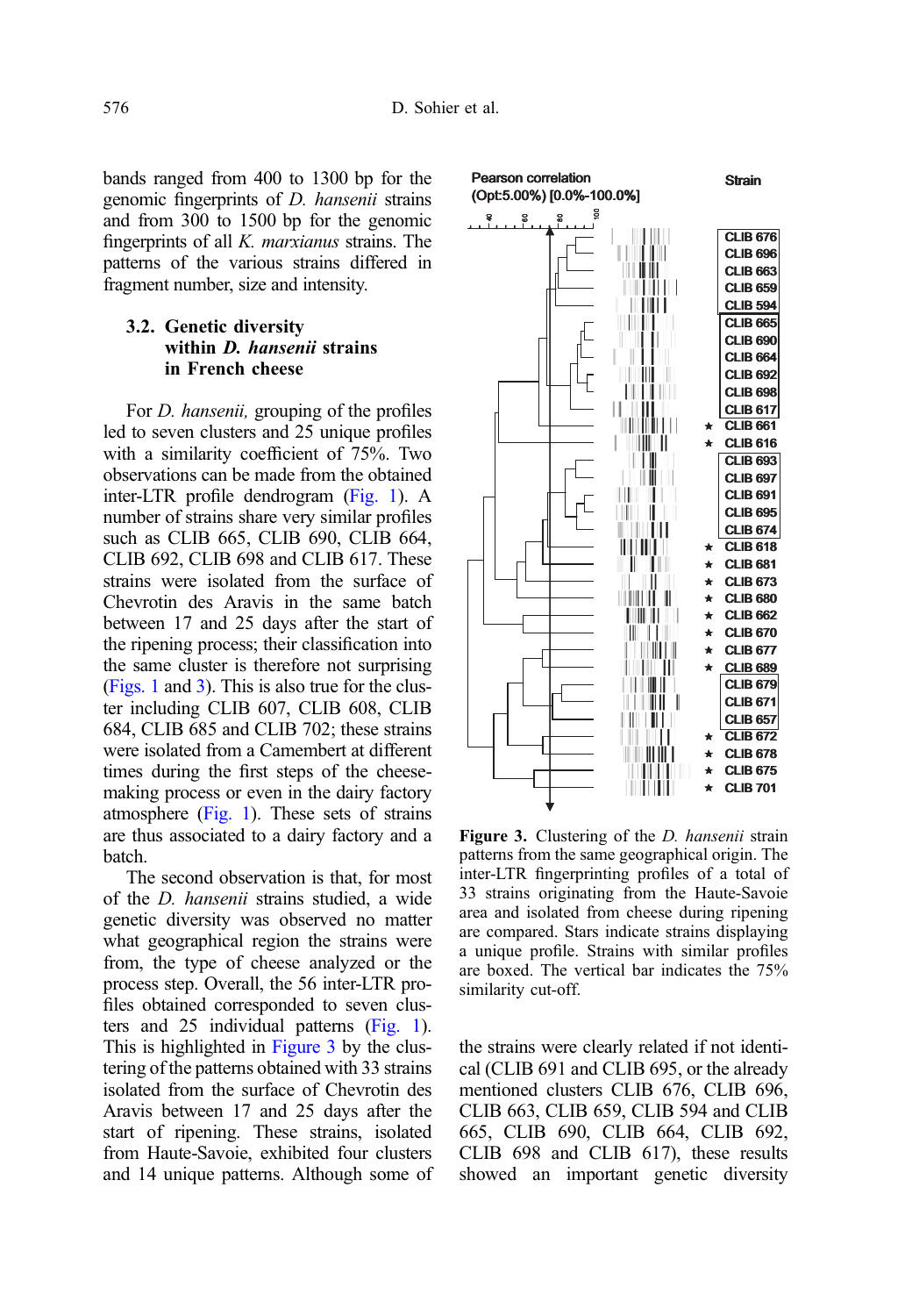bands ranged from 400 to 1300 bp for the genomic fingerprints of *D. hansenii* strains and from 300 to 1500 bp for the genomic fingerprints of all *K. marxianus* strains. The patterns of the various strains differed in fragment number, size and intensity.

### 3.2. Genetic diversity within *D. hansenii* strains in French cheese

For *D. hansenii,* grouping of the profiles led to seven clusters and 25 unique profiles with a similarity coefficient of 75%. Two observations can be made from the obtained inter-LTR profile dendrogram (Fig. 1). A number of strains share very similar profiles such as CLIB 665, CLIB 690, CLIB 664, CLIB 692, CLIB 698 and CLIB 617. These strains were isolated from the surface of Chevrotin des Aravis in the same batch between 17 and 25 days after the start of the ripening process; their classification into the same cluster is therefore not surprising (Figs. 1 and 3). This is also true for the cluster including CLIB 607, CLIB 608, CLIB 684, CLIB 685 and CLIB 702; these strains were isolated from a Camembert at different times during the first steps of the cheese-making process or even in the dairy factory atmosphere (Fig. 1). These sets of strains are thus associated to a dairy factory and a batch.

The second observation is that, for most of the *D. hansenii* strains studied, a wide genetic diversity was observed no matter what geographical region the strains were from, the type of cheese analyzed or the process step. Overall, the 56 inter-LTR profiles obtained corresponded to seven clusters and 25 individual patterns (Fig. 1). This is highlighted in Figure 3 by the clustering of the patterns obtained with 33 strains isolated from the surface of Chevrotin des Aravis between 17 and 25 days after the start of ripening. These strains, isolated from Haute-Savoie, exhibited four clusters and 14 unique patterns. Although some of the strains were clearly related if not identical (CLIB 691 and CLIB 695, or the already mentioned clusters CLIB 676, CLIB 696, CLIB 663, CLIB 659, CLIB 594 and CLIB 665, CLIB 690, CLIB 664, CLIB 692, CLIB 698 and CLIB 617), these results showed an important genetic diversity

Pearson correlation (Opt:5.00%) [0.0%-100.0%]

Strain: CLIB 676, CLIB 696, CLIB 663, CLIB 659, CLIB 594, CLIB 665, CLIB 690, CLIB 664, CLIB 692, CLIB 698, CLIB 617, ★ CLIB 661, ★ CLIB 616, CLIB 693, CLIB 697, CLIB 691, CLIB 695, CLIB 674, ★ CLIB 618, ★ CLIB 681, ★ CLIB 673, ★ CLIB 680, ★ CLIB 662, ★ CLIB 670, ★ CLIB 677, ★ CLIB 689, CLIB 679, CLIB 671, CLIB 657, ★ CLIB 672, ★ CLIB 678, ★ CLIB 675, ★ CLIB 701

**Figure 3.** Clustering of the *D. hansenii* strain patterns from the same geographical origin. The inter-LTR fingerprinting profiles of a total of 33 strains originating from the Haute-Savoie area and isolated from cheese during ripening are compared. Stars indicate strains displaying a unique profile. Strains with similar profiles are boxed. The vertical bar indicates the 75% similarity cut-off.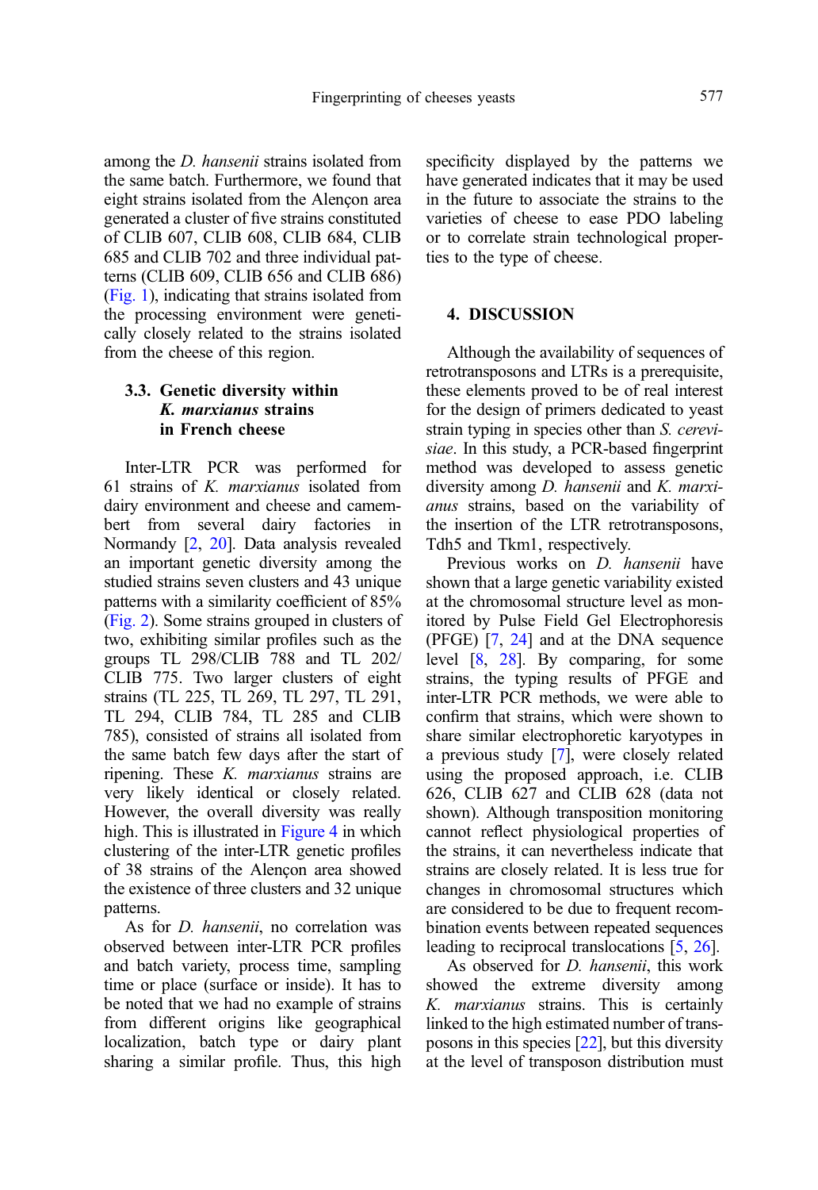among the *D. hansenii* strains isolated from the same batch. Furthermore, we found that eight strains isolated from the Alençon area generated a cluster of five strains constituted of CLIB 607, CLIB 608, CLIB 684, CLIB 685 and CLIB 702 and three individual patterns (CLIB 609, CLIB 656 and CLIB 686) (Fig. 1), indicating that strains isolated from the processing environment were genetically closely related to the strains isolated from the cheese of this region.

### 3.3. Genetic diversity within *K. marxianus* strains in French cheese

Inter-LTR PCR was performed for 61 strains of *K. marxianus* isolated from dairy environment and cheese and camembert from several dairy factories in Normandy [2, 20]. Data analysis revealed an important genetic diversity among the studied strains seven clusters and 43 unique patterns with a similarity coefficient of 85% (Fig. 2). Some strains grouped in clusters of two, exhibiting similar profiles such as the groups TL 298/CLIB 788 and TL 202/CLIB 775. Two larger clusters of eight strains (TL 225, TL 269, TL 297, TL 291, TL 294, CLIB 784, TL 285 and CLIB 785), consisted of strains all isolated from the same batch few days after the start of ripening. These *K. marxianus* strains are very likely identical or closely related. However, the overall diversity was really high. This is illustrated in Figure 4 in which clustering of the inter-LTR genetic profiles of 38 strains of the Alençon area showed the existence of three clusters and 32 unique patterns.

As for *D. hansenii*, no correlation was observed between inter-LTR PCR profiles and batch variety, process time, sampling time or place (surface or inside). It has to be noted that we had no example of strains from different origins like geographical localization, batch type or dairy plant sharing a similar profile. Thus, this high specificity displayed by the patterns we have generated indicates that it may be used in the future to associate the strains to the varieties of cheese to ease PDO labeling or to correlate strain technological properties to the type of cheese.

## 4. DISCUSSION

Although the availability of sequences of retrotransposons and LTRs is a prerequisite, these elements proved to be of real interest for the design of primers dedicated to yeast strain typing in species other than *S. cerevisiae*. In this study, a PCR-based fingerprint method was developed to assess genetic diversity among *D. hansenii* and *K. marxianus* strains, based on the variability of the insertion of the LTR retrotransposons, Tdh5 and Tkm1, respectively.

Previous works on *D. hansenii* have shown that a large genetic variability existed at the chromosomal structure level as monitored by Pulse Field Gel Electrophoresis (PFGE) [7, 24] and at the DNA sequence level [8, 28]. By comparing, for some strains, the typing results of PFGE and inter-LTR PCR methods, we were able to confirm that strains, which were shown to share similar electrophoretic karyotypes in a previous study [7], were closely related using the proposed approach, i.e. CLIB 626, CLIB 627 and CLIB 628 (data not shown). Although transposition monitoring cannot reflect physiological properties of the strains, it can nevertheless indicate that strains are closely related. It is less true for changes in chromosomal structures which are considered to be due to frequent recombination events between repeated sequences leading to reciprocal translocations [5, 26].

As observed for *D. hansenii*, this work showed the extreme diversity among *K. marxianus* strains. This is certainly linked to the high estimated number of transposons in this species [22], but this diversity at the level of transposon distribution must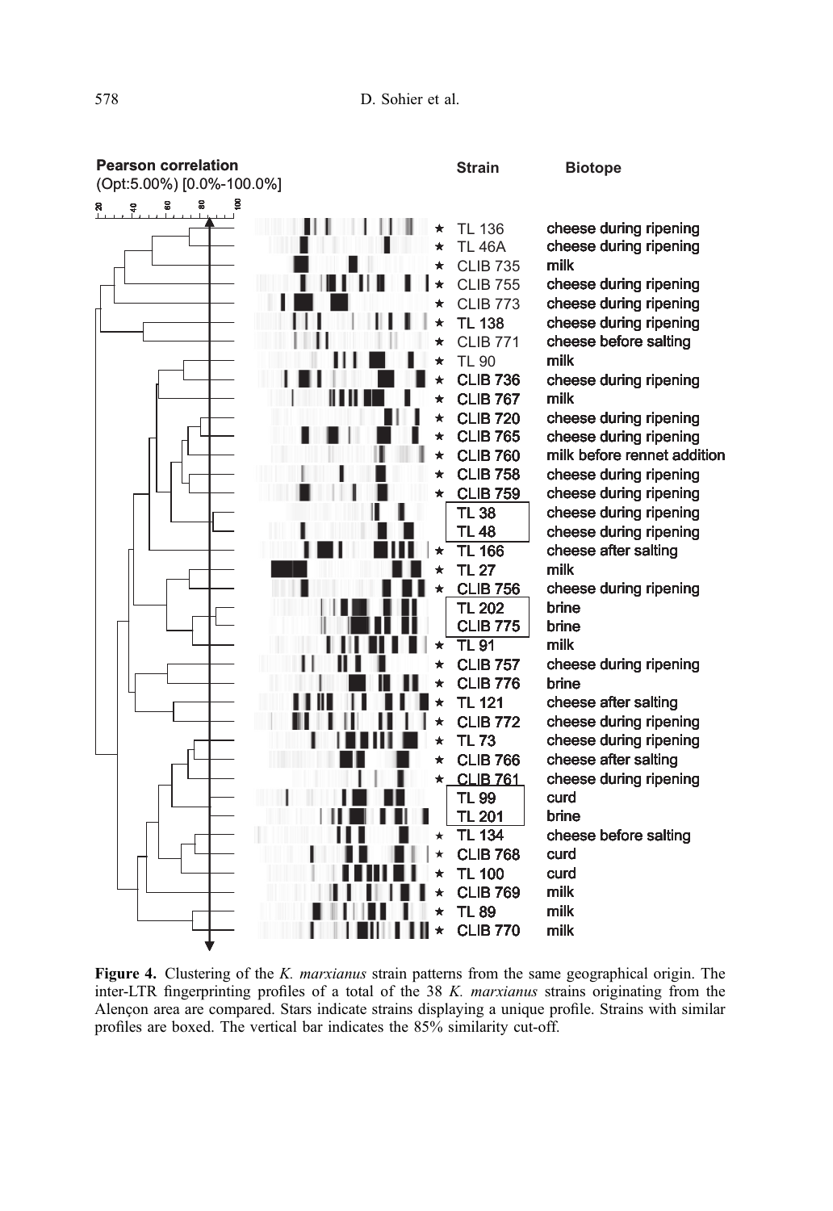| Strain | Biotope |
|---|---|
| ★ TL 136 | cheese during ripening |
| ★ TL 46A | cheese during ripening |
| ★ CLIB 735 | milk |
| ★ CLIB 755 | cheese during ripening |
| ★ CLIB 773 | cheese during ripening |
| ★ TL 138 | cheese during ripening |
| ★ CLIB 771 | cheese before salting |
| ★ TL 90 | milk |
| ★ CLIB 736 | cheese during ripening |
| ★ CLIB 767 | milk |
| ★ CLIB 720 | cheese during ripening |
| ★ CLIB 765 | cheese during ripening |
| ★ CLIB 760 | milk before rennet addition |
| ★ CLIB 758 | cheese during ripening |
| ★ CLIB 759 | cheese during ripening |
| TL 38 | cheese during ripening |
| TL 48 | cheese during ripening |
| ★ TL 166 | cheese after salting |
| ★ TL 27 | milk |
| ★ CLIB 756 | cheese during ripening |
| TL 202 | brine |
| CLIB 775 | brine |
| ★ TL 91 | milk |
| ★ CLIB 757 | cheese during ripening |
| ★ CLIB 776 | brine |
| ★ TL 121 | cheese after salting |
| ★ CLIB 772 | cheese during ripening |
| ★ TL 73 | cheese during ripening |
| ★ CLIB 766 | cheese after salting |
| ★ CLIB 761 | cheese during ripening |
| TL 99 | curd |
| TL 201 | brine |
| ★ TL 134 | cheese before salting |
| ★ CLIB 768 | curd |
| ★ TL 100 | curd |
| ★ CLIB 769 | milk |
| ★ TL 89 | milk |
| ★ CLIB 770 | milk |

**Figure 4.** Clustering of the *K. marxianus* strain patterns from the same geographical origin. The inter-LTR fingerprinting profiles of a total of the 38 *K. marxianus* strains originating from the Alençon area are compared. Stars indicate strains displaying a unique profile. Strains with similar profiles are boxed. The vertical bar indicates the 85% similarity cut-off.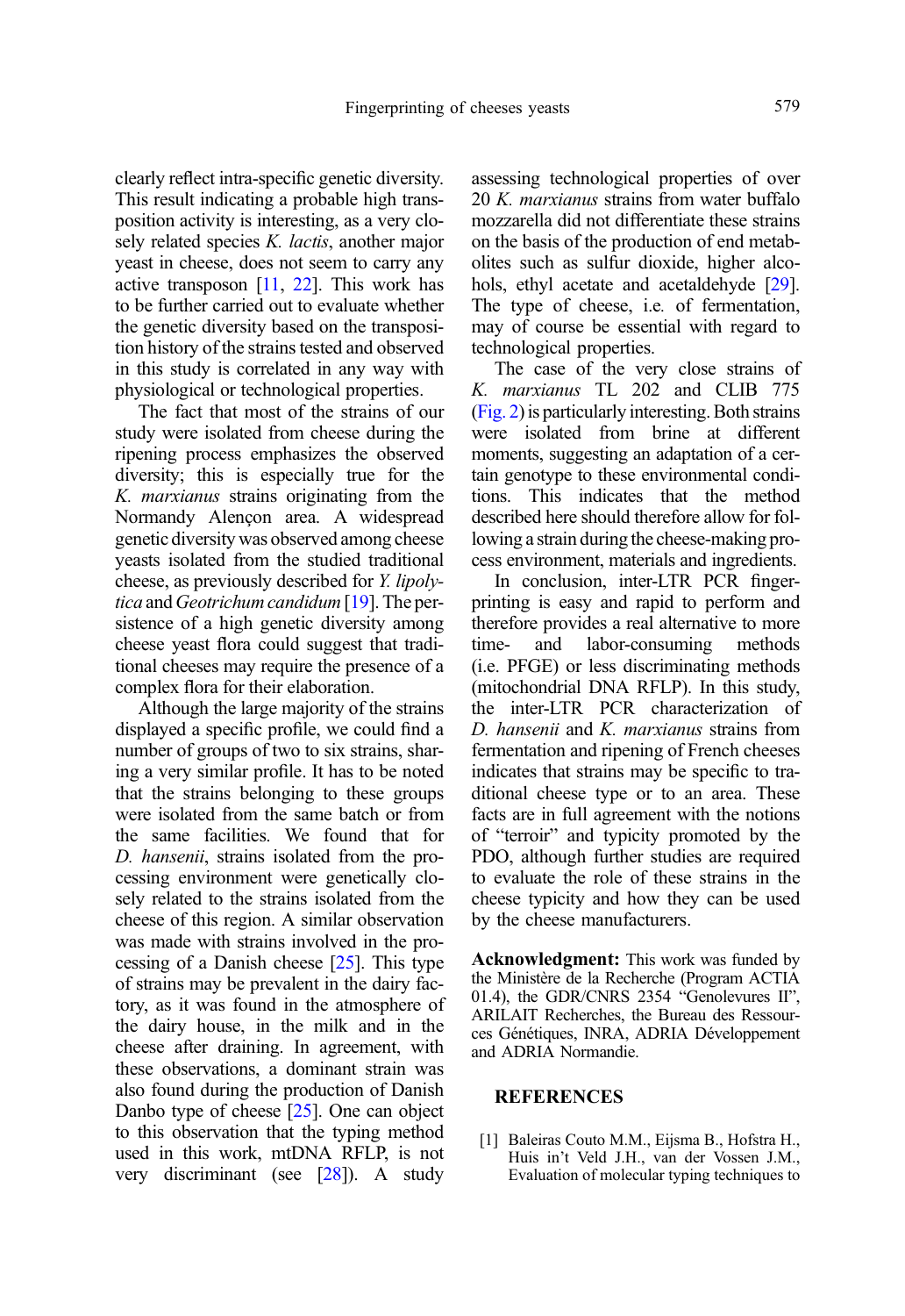clearly reflect intra-specific genetic diversity. This result indicating a probable high transposition activity is interesting, as a very closely related species *K. lactis*, another major yeast in cheese, does not seem to carry any active transposon [11, 22]. This work has to be further carried out to evaluate whether the genetic diversity based on the transposition history of the strains tested and observed in this study is correlated in any way with physiological or technological properties.

The fact that most of the strains of our study were isolated from cheese during the ripening process emphasizes the observed diversity; this is especially true for the *K. marxianus* strains originating from the Normandy Alençon area. A widespread genetic diversity was observed among cheese yeasts isolated from the studied traditional cheese, as previously described for *Y. lipolytica* and *Geotrichum candidum* [19]. The persistence of a high genetic diversity among cheese yeast flora could suggest that traditional cheeses may require the presence of a complex flora for their elaboration.

Although the large majority of the strains displayed a specific profile, we could find a number of groups of two to six strains, sharing a very similar profile. It has to be noted that the strains belonging to these groups were isolated from the same batch or from the same facilities. We found that for *D. hansenii*, strains isolated from the processing environment were genetically closely related to the strains isolated from the cheese of this region. A similar observation was made with strains involved in the processing of a Danish cheese [25]. This type of strains may be prevalent in the dairy factory, as it was found in the atmosphere of the dairy house, in the milk and in the cheese after draining. In agreement, with these observations, a dominant strain was also found during the production of Danish Danbo type of cheese [25]. One can object to this observation that the typing method used in this work, mtDNA RFLP, is not very discriminant (see [28]). A study assessing technological properties of over 20 *K. marxianus* strains from water buffalo mozzarella did not differentiate these strains on the basis of the production of end metabolites such as sulfur dioxide, higher alcohols, ethyl acetate and acetaldehyde [29]. The type of cheese, i.e. of fermentation, may of course be essential with regard to technological properties.

The case of the very close strains of *K. marxianus* TL 202 and CLIB 775 (Fig. 2) is particularly interesting. Both strains were isolated from brine at different moments, suggesting an adaptation of a certain genotype to these environmental conditions. This indicates that the method described here should therefore allow for following a strain during the cheese-making process environment, materials and ingredients.

In conclusion, inter-LTR PCR fingerprinting is easy and rapid to perform and therefore provides a real alternative to more time- and labor-consuming methods (i.e. PFGE) or less discriminating methods (mitochondrial DNA RFLP). In this study, the inter-LTR PCR characterization of *D. hansenii* and *K. marxianus* strains from fermentation and ripening of French cheeses indicates that strains may be specific to traditional cheese type or to an area. These facts are in full agreement with the notions of "terroir" and typicity promoted by the PDO, although further studies are required to evaluate the role of these strains in the cheese typicity and how they can be used by the cheese manufacturers.

**Acknowledgment:** This work was funded by the Ministère de la Recherche (Program ACTIA 01.4), the GDR/CNRS 2354 "Genolevures II", ARILAIT Recherches, the Bureau des Ressources Génétiques, INRA, ADRIA Développement and ADRIA Normandie.

## REFERENCES

[1] Baleiras Couto M.M., Eijsma B., Hofstra H., Huis in't Veld J.H., van der Vossen J.M., Evaluation of molecular typing techniques to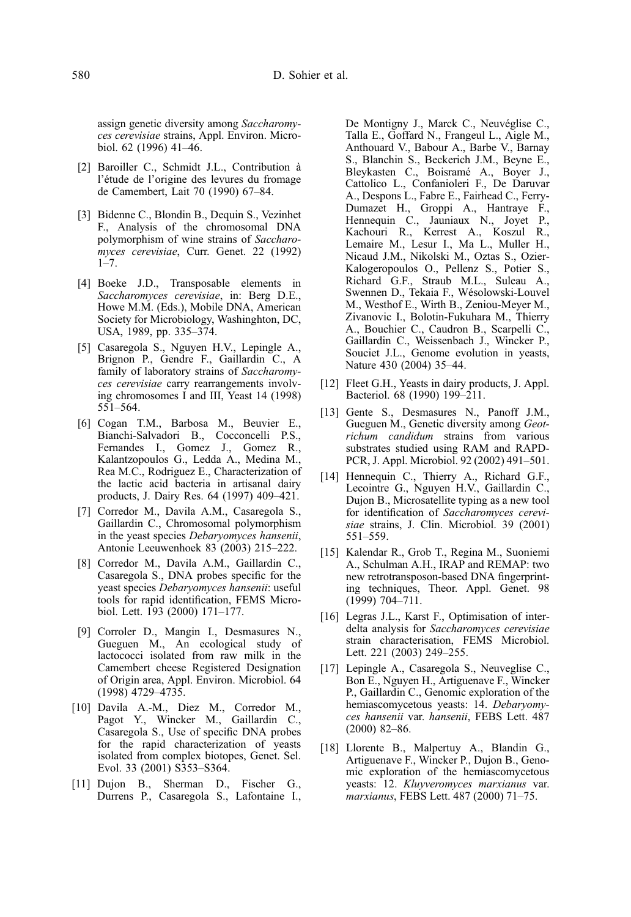assign genetic diversity among *Saccharomyces cerevisiae* strains, Appl. Environ. Microbiol. 62 (1996) 41–46.

[2] Baroiller C., Schmidt J.L., Contribution à l'étude de l'origine des levures du fromage de Camembert, Lait 70 (1990) 67–84.

[3] Bidenne C., Blondin B., Dequin S., Vezinhet F., Analysis of the chromosomal DNA polymorphism of wine strains of *Saccharomyces cerevisiae*, Curr. Genet. 22 (1992) 1–7.

[4] Boeke J.D., Transposable elements in *Saccharomyces cerevisiae*, in: Berg D.E., Howe M.M. (Eds.), Mobile DNA, American Society for Microbiology, Washinghton, DC, USA, 1989, pp. 335–374.

[5] Casaregola S., Nguyen H.V., Lepingle A., Brignon P., Gendre F., Gaillardin C., A family of laboratory strains of *Saccharomyces cerevisiae* carry rearrangements involving chromosomes I and III, Yeast 14 (1998) 551–564.

[6] Cogan T.M., Barbosa M., Beuvier E., Bianchi-Salvadori B., Cocconcelli P.S., Fernandes I., Gomez J., Gomez R., Kalantzopoulos G., Ledda A., Medina M., Rea M.C., Rodriguez E., Characterization of the lactic acid bacteria in artisanal dairy products, J. Dairy Res. 64 (1997) 409–421.

[7] Corredor M., Davila A.M., Casaregola S., Gaillardin C., Chromosomal polymorphism in the yeast species *Debaryomyces hansenii*, Antonie Leeuwenhoek 83 (2003) 215–222.

[8] Corredor M., Davila A.M., Gaillardin C., Casaregola S., DNA probes specific for the yeast species *Debaryomyces hansenii*: useful tools for rapid identification, FEMS Microbiol. Lett. 193 (2000) 171–177.

[9] Corroler D., Mangin I., Desmasures N., Gueguen M., An ecological study of lactococci isolated from raw milk in the Camembert cheese Registered Designation of Origin area, Appl. Environ. Microbiol. 64 (1998) 4729–4735.

[10] Davila A.-M., Diez M., Corredor M., Pagot Y., Wincker M., Gaillardin C., Casaregola S., Use of specific DNA probes for the rapid characterization of yeasts isolated from complex biotopes, Genet. Sel. Evol. 33 (2001) S353–S364.

[11] Dujon B., Sherman D., Fischer G., Durrens P., Casaregola S., Lafontaine I., De Montigny J., Marck C., Neuvéglise C., Talla E., Goffard N., Frangeul L., Aigle M., Anthouard V., Babour A., Barbe V., Barnay S., Blanchin S., Beckerich J.M., Beyne E., Bleykasten C., Boisramé A., Boyer J., Cattolico L., Confanioleri F., De Daruvar A., Despons L., Fabre E., Fairhead C., Ferry-Dumazet H., Groppi A., Hantraye F., Hennequin C., Jauniaux N., Joyet P., Kachouri R., Kerrest A., Koszul R., Lemaire M., Lesur I., Ma L., Muller H., Nicaud J.M., Nikolski M., Oztas S., Ozier-Kalogeropoulos O., Pellenz S., Potier S., Richard G.F., Straub M.L., Suleau A., Swennen D., Tekaia F., Wésolowski-Louvel M., Westhof E., Wirth B., Zeniou-Meyer M., Zivanovic I., Bolotin-Fukuhara M., Thierry A., Bouchier C., Caudron B., Scarpelli C., Gaillardin C., Weissenbach J., Wincker P., Souciet J.L., Genome evolution in yeasts, Nature 430 (2004) 35–44.

[12] Fleet G.H., Yeasts in dairy products, J. Appl. Bacteriol. 68 (1990) 199–211.

[13] Gente S., Desmasures N., Panoff J.M., Gueguen M., Genetic diversity among *Geotrichum candidum* strains from various substrates studied using RAM and RAPD-PCR, J. Appl. Microbiol. 92 (2002) 491–501.

[14] Hennequin C., Thierry A., Richard G.F., Lecointre G., Nguyen H.V., Gaillardin C., Dujon B., Microsatellite typing as a new tool for identification of *Saccharomyces cerevisiae* strains, J. Clin. Microbiol. 39 (2001) 551–559.

[15] Kalendar R., Grob T., Regina M., Suoniemi A., Schulman A.H., IRAP and REMAP: two new retrotransposon-based DNA fingerprinting techniques, Theor. Appl. Genet. 98 (1999) 704–711.

[16] Legras J.L., Karst F., Optimisation of interdelta analysis for *Saccharomyces cerevisiae* strain characterisation, FEMS Microbiol. Lett. 221 (2003) 249–255.

[17] Lepingle A., Casaregola S., Neuveglise C., Bon E., Nguyen H., Artiguenave F., Wincker P., Gaillardin C., Genomic exploration of the hemiascomycetous yeasts: 14. *Debaryomyces hansenii* var. *hansenii*, FEBS Lett. 487 (2000) 82–86.

[18] Llorente B., Malpertuy A., Blandin G., Artiguenave F., Wincker P., Dujon B., Genomic exploration of the hemiascomycetous yeasts: 12. *Kluyveromyces marxianus* var. *marxianus*, FEBS Lett. 487 (2000) 71–75.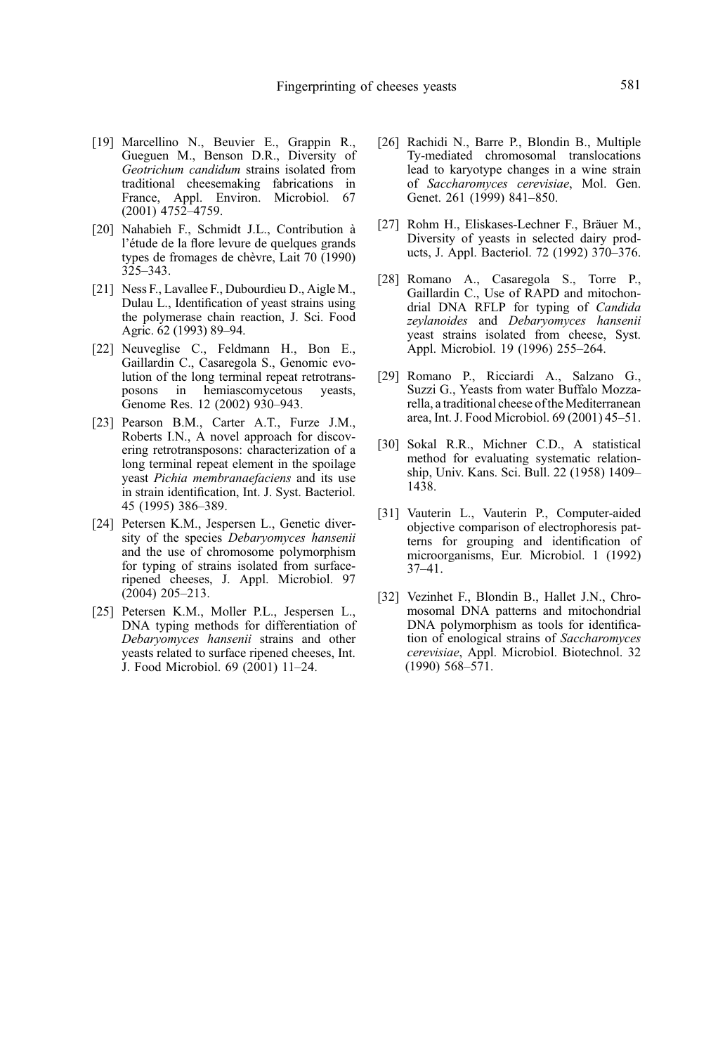[19] Marcellino N., Beuvier E., Grappin R., Gueguen M., Benson D.R., Diversity of *Geotrichum candidum* strains isolated from traditional cheesemaking fabrications in France, Appl. Environ. Microbiol. 67 (2001) 4752–4759.

[20] Nahabieh F., Schmidt J.L., Contribution à l'étude de la flore levure de quelques grands types de fromages de chèvre, Lait 70 (1990) 325–343.

[21] Ness F., Lavallee F., Dubourdieu D., Aigle M., Dulau L., Identification of yeast strains using the polymerase chain reaction, J. Sci. Food Agric. 62 (1993) 89–94.

[22] Neuveglise C., Feldmann H., Bon E., Gaillardin C., Casaregola S., Genomic evolution of the long terminal repeat retrotransposons in hemiascomycetous yeasts, Genome Res. 12 (2002) 930–943.

[23] Pearson B.M., Carter A.T., Furze J.M., Roberts I.N., A novel approach for discovering retrotransposons: characterization of a long terminal repeat element in the spoilage yeast *Pichia membranaefaciens* and its use in strain identification, Int. J. Syst. Bacteriol. 45 (1995) 386–389.

[24] Petersen K.M., Jespersen L., Genetic diversity of the species *Debaryomyces hansenii* and the use of chromosome polymorphism for typing of strains isolated from surface-ripened cheeses, J. Appl. Microbiol. 97 (2004) 205–213.

[25] Petersen K.M., Moller P.L., Jespersen L., DNA typing methods for differentiation of *Debaryomyces hansenii* strains and other yeasts related to surface ripened cheeses, Int. J. Food Microbiol. 69 (2001) 11–24.

[26] Rachidi N., Barre P., Blondin B., Multiple Ty-mediated chromosomal translocations lead to karyotype changes in a wine strain of *Saccharomyces cerevisiae*, Mol. Gen. Genet. 261 (1999) 841–850.

[27] Rohm H., Eliskases-Lechner F., Bräuer M., Diversity of yeasts in selected dairy products, J. Appl. Bacteriol. 72 (1992) 370–376.

[28] Romano A., Casaregola S., Torre P., Gaillardin C., Use of RAPD and mitochondrial DNA RFLP for typing of *Candida zeylanoides* and *Debaryomyces hansenii* yeast strains isolated from cheese, Syst. Appl. Microbiol. 19 (1996) 255–264.

[29] Romano P., Ricciardi A., Salzano G., Suzzi G., Yeasts from water Buffalo Mozzarella, a traditional cheese of the Mediterranean area, Int. J. Food Microbiol. 69 (2001) 45–51.

[30] Sokal R.R., Michner C.D., A statistical method for evaluating systematic relationship, Univ. Kans. Sci. Bull. 22 (1958) 1409–1438.

[31] Vauterin L., Vauterin P., Computer-aided objective comparison of electrophoresis patterns for grouping and identification of microorganisms, Eur. Microbiol. 1 (1992) 37–41.

[32] Vezinhet F., Blondin B., Hallet J.N., Chromosomal DNA patterns and mitochondrial DNA polymorphism as tools for identification of enological strains of *Saccharomyces cerevisiae*, Appl. Microbiol. Biotechnol. 32 (1990) 568–571.